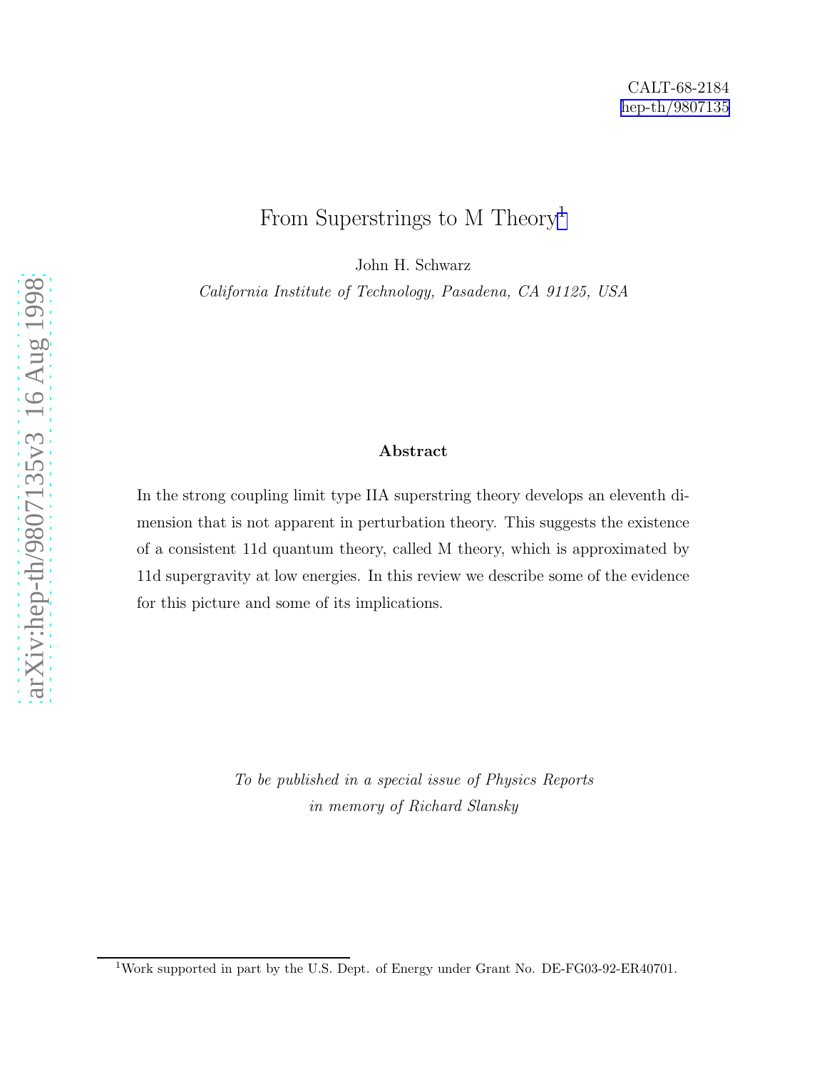CALT-68-2184
hep-th/9807135

# From Superstrings to M Theory[1]

John H. Schwarz

*California Institute of Technology, Pasadena, CA 91125, USA*

**Abstract**

In the strong coupling limit type IIA superstring theory develops an eleventh dimension that is not apparent in perturbation theory. This suggests the existence of a consistent 11d quantum theory, called M theory, which is approximated by 11d supergravity at low energies. In this review we describe some of the evidence for this picture and some of its implications.

*To be published in a special issue of Physics Reports in memory of Richard Slansky*

[1] Work supported in part by the U.S. Dept. of Energy under Grant No. DE-FG03-92-ER40701.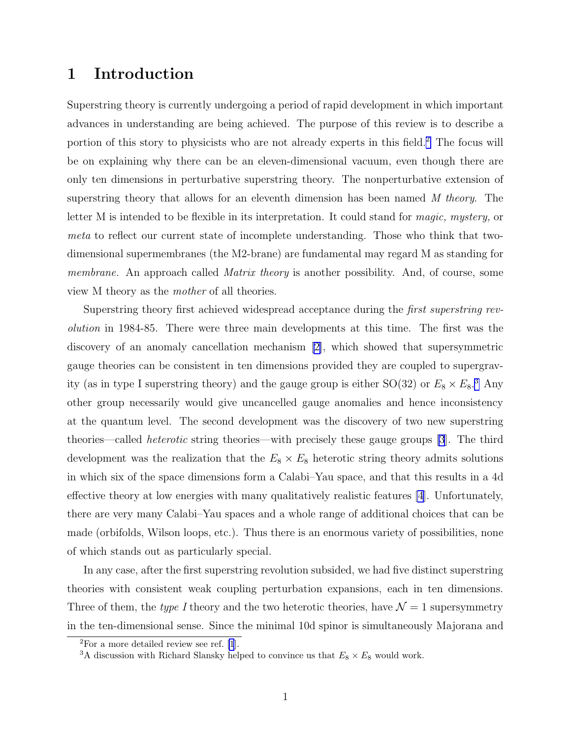# 1 Introduction

Superstring theory is currently undergoing a period of rapid development in which important advances in understanding are being achieved. The purpose of this review is to describe a portion of this story to physicists who are not already experts in this field.[2] The focus will be on explaining why there can be an eleven-dimensional vacuum, even though there are only ten dimensions in perturbative superstring theory. The nonperturbative extension of superstring theory that allows for an eleventh dimension has been named *M theory*. The letter M is intended to be flexible in its interpretation. It could stand for *magic, mystery,* or *meta* to reflect our current state of incomplete understanding. Those who think that two-dimensional supermembranes (the M2-brane) are fundamental may regard M as standing for *membrane.* An approach called *Matrix theory* is another possibility. And, of course, some view M theory as the *mother* of all theories.

Superstring theory first achieved widespread acceptance during the *first superstring revolution* in 1984-85. There were three main developments at this time. The first was the discovery of an anomaly cancellation mechanism [2], which showed that supersymmetric gauge theories can be consistent in ten dimensions provided they are coupled to supergravity (as in type I superstring theory) and the gauge group is either SO(32) or $E_8 \times E_8$.[3] Any other group necessarily would give uncancelled gauge anomalies and hence inconsistency at the quantum level. The second development was the discovery of two new superstring theories—called *heterotic* string theories—with precisely these gauge groups [3]. The third development was the realization that the $E_8 \times E_8$ heterotic string theory admits solutions in which six of the space dimensions form a Calabi–Yau space, and that this results in a 4d effective theory at low energies with many qualitatively realistic features [4]. Unfortunately, there are very many Calabi–Yau spaces and a whole range of additional choices that can be made (orbifolds, Wilson loops, etc.). Thus there is an enormous variety of possibilities, none of which stands out as particularly special.

In any case, after the first superstring revolution subsided, we had five distinct superstring theories with consistent weak coupling perturbation expansions, each in ten dimensions. Three of them, the *type I* theory and the two heterotic theories, have $\mathcal{N} = 1$ supersymmetry in the ten-dimensional sense. Since the minimal 10d spinor is simultaneously Majorana and

[2] For a more detailed review see ref. [1].

[3] A discussion with Richard Slansky helped to convince us that $E_8 \times E_8$ would work.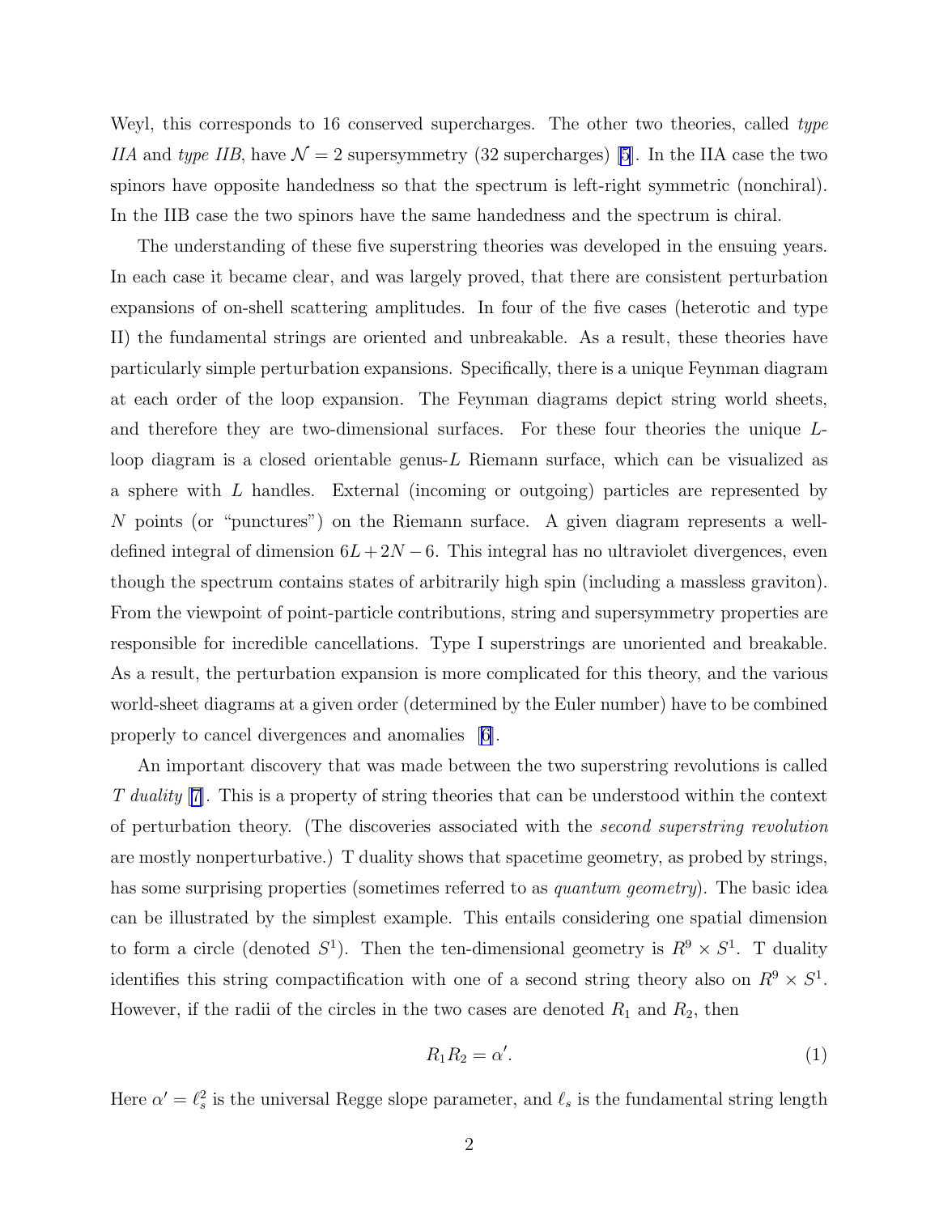Weyl, this corresponds to 16 conserved supercharges. The other two theories, called *type IIA* and *type IIB*, have $\mathcal{N} = 2$ supersymmetry (32 supercharges) [5]. In the IIA case the two spinors have opposite handedness so that the spectrum is left-right symmetric (nonchiral). In the IIB case the two spinors have the same handedness and the spectrum is chiral.

The understanding of these five superstring theories was developed in the ensuing years. In each case it became clear, and was largely proved, that there are consistent perturbation expansions of on-shell scattering amplitudes. In four of the five cases (heterotic and type II) the fundamental strings are oriented and unbreakable. As a result, these theories have particularly simple perturbation expansions. Specifically, there is a unique Feynman diagram at each order of the loop expansion. The Feynman diagrams depict string world sheets, and therefore they are two-dimensional surfaces. For these four theories the unique $L$-loop diagram is a closed orientable genus-$L$ Riemann surface, which can be visualized as a sphere with $L$ handles. External (incoming or outgoing) particles are represented by $N$ points (or "punctures") on the Riemann surface. A given diagram represents a well-defined integral of dimension $6L + 2N - 6$. This integral has no ultraviolet divergences, even though the spectrum contains states of arbitrarily high spin (including a massless graviton). From the viewpoint of point-particle contributions, string and supersymmetry properties are responsible for incredible cancellations. Type I superstrings are unoriented and breakable. As a result, the perturbation expansion is more complicated for this theory, and the various world-sheet diagrams at a given order (determined by the Euler number) have to be combined properly to cancel divergences and anomalies [6].

An important discovery that was made between the two superstring revolutions is called *T duality* [7]. This is a property of string theories that can be understood within the context of perturbation theory. (The discoveries associated with the *second superstring revolution* are mostly nonperturbative.) T duality shows that spacetime geometry, as probed by strings, has some surprising properties (sometimes referred to as *quantum geometry*). The basic idea can be illustrated by the simplest example. This entails considering one spatial dimension to form a circle (denoted $S^1$). Then the ten-dimensional geometry is $R^9 \times S^1$. T duality identifies this string compactification with one of a second string theory also on $R^9 \times S^1$. However, if the radii of the circles in the two cases are denoted $R_1$ and $R_2$, then

$$R_1 R_2 = \alpha'. \tag{1}$$

Here $\alpha' = \ell_s^2$ is the universal Regge slope parameter, and $\ell_s$ is the fundamental string length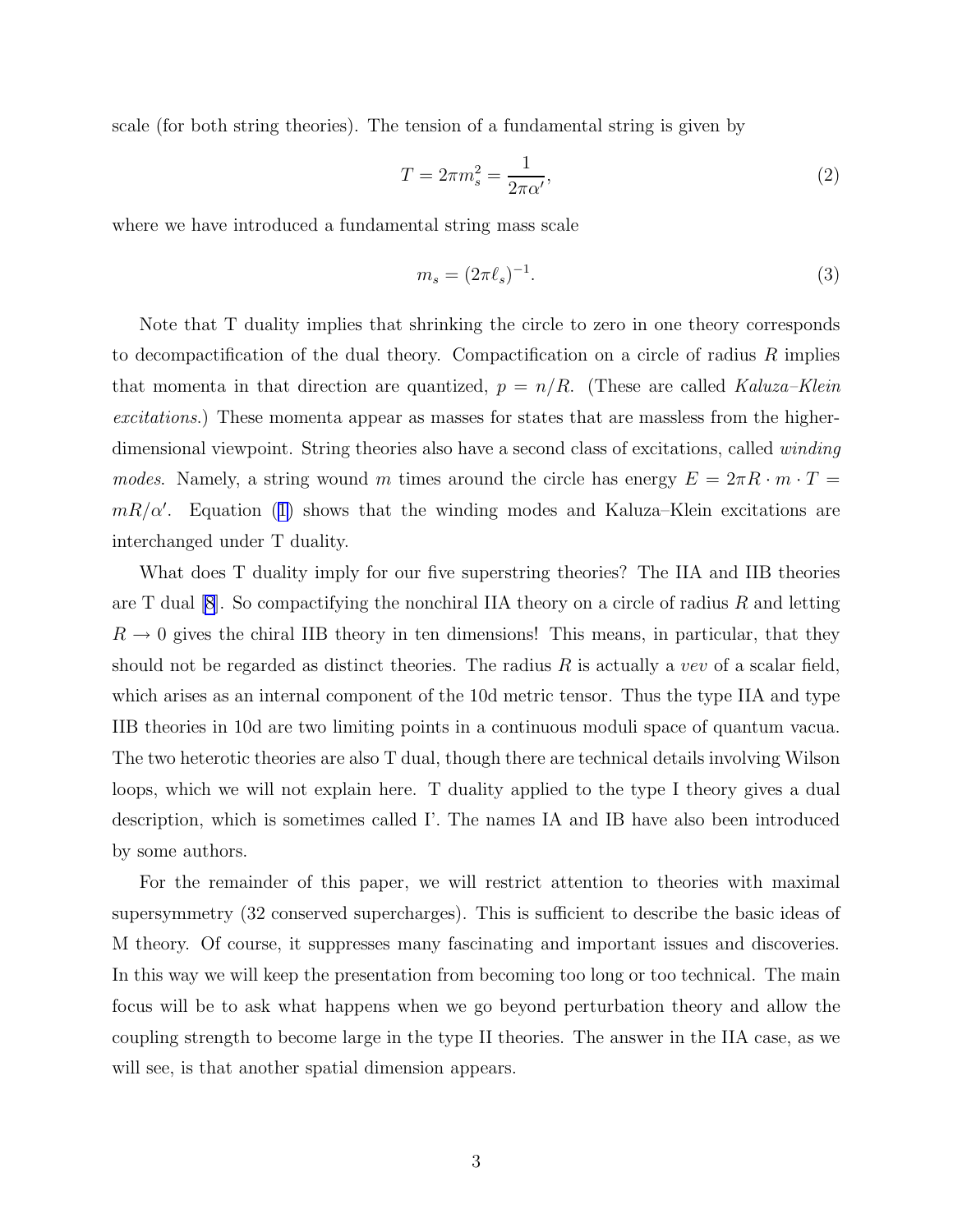scale (for both string theories). The tension of a fundamental string is given by

$$T = 2\pi m_s^2 = \frac{1}{2\pi\alpha'}, \tag{2}$$

where we have introduced a fundamental string mass scale

$$m_s = (2\pi\ell_s)^{-1}. \tag{3}$$

Note that T duality implies that shrinking the circle to zero in one theory corresponds to decompactification of the dual theory. Compactification on a circle of radius $R$ implies that momenta in that direction are quantized, $p = n/R$. (These are called *Kaluza–Klein excitations*.) These momenta appear as masses for states that are massless from the higher-dimensional viewpoint. String theories also have a second class of excitations, called *winding modes*. Namely, a string wound $m$ times around the circle has energy $E = 2\pi R \cdot m \cdot T = mR/\alpha'$. Equation (1) shows that the winding modes and Kaluza–Klein excitations are interchanged under T duality.

What does T duality imply for our five superstring theories? The IIA and IIB theories are T dual [8]. So compactifying the nonchiral IIA theory on a circle of radius $R$ and letting $R \to 0$ gives the chiral IIB theory in ten dimensions! This means, in particular, that they should not be regarded as distinct theories. The radius $R$ is actually a *vev* of a scalar field, which arises as an internal component of the 10d metric tensor. Thus the type IIA and type IIB theories in 10d are two limiting points in a continuous moduli space of quantum vacua. The two heterotic theories are also T dual, though there are technical details involving Wilson loops, which we will not explain here. T duality applied to the type I theory gives a dual description, which is sometimes called I'. The names IA and IB have also been introduced by some authors.

For the remainder of this paper, we will restrict attention to theories with maximal supersymmetry (32 conserved supercharges). This is sufficient to describe the basic ideas of M theory. Of course, it suppresses many fascinating and important issues and discoveries. In this way we will keep the presentation from becoming too long or too technical. The main focus will be to ask what happens when we go beyond perturbation theory and allow the coupling strength to become large in the type II theories. The answer in the IIA case, as we will see, is that another spatial dimension appears.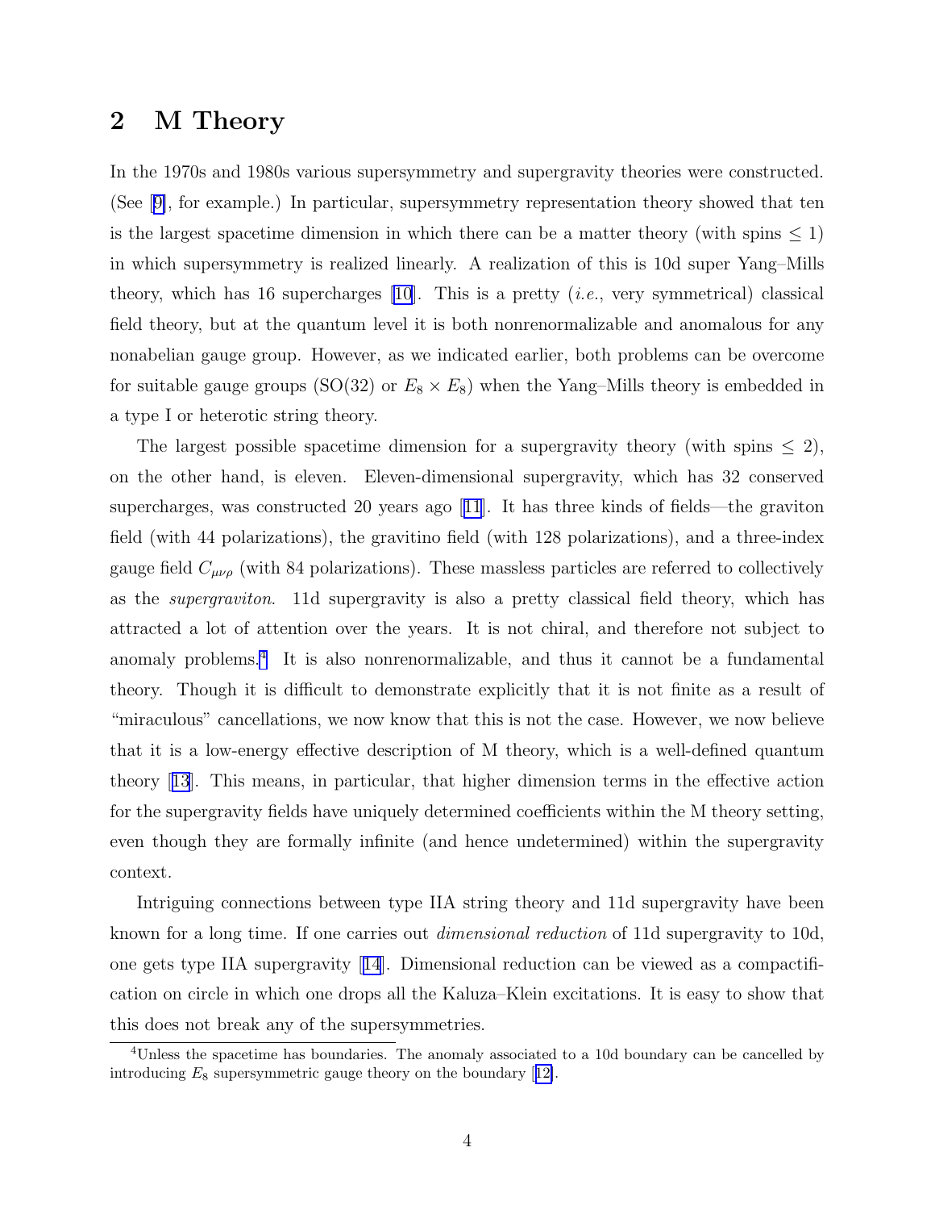## 2 M Theory

In the 1970s and 1980s various supersymmetry and supergravity theories were constructed. (See [9], for example.) In particular, supersymmetry representation theory showed that ten is the largest spacetime dimension in which there can be a matter theory (with spins $\leq 1$) in which supersymmetry is realized linearly. A realization of this is 10d super Yang–Mills theory, which has 16 supercharges [10]. This is a pretty (*i.e.*, very symmetrical) classical field theory, but at the quantum level it is both nonrenormalizable and anomalous for any nonabelian gauge group. However, as we indicated earlier, both problems can be overcome for suitable gauge groups (SO(32) or $E_8 \times E_8$) when the Yang–Mills theory is embedded in a type I or heterotic string theory.

The largest possible spacetime dimension for a supergravity theory (with spins $\leq 2$), on the other hand, is eleven. Eleven-dimensional supergravity, which has 32 conserved supercharges, was constructed 20 years ago [11]. It has three kinds of fields—the graviton field (with 44 polarizations), the gravitino field (with 128 polarizations), and a three-index gauge field $C_{\mu\nu\rho}$ (with 84 polarizations). These massless particles are referred to collectively as the *supergraviton*. 11d supergravity is also a pretty classical field theory, which has attracted a lot of attention over the years. It is not chiral, and therefore not subject to anomaly problems.[4] It is also nonrenormalizable, and thus it cannot be a fundamental theory. Though it is difficult to demonstrate explicitly that it is not finite as a result of "miraculous" cancellations, we now know that this is not the case. However, we now believe that it is a low-energy effective description of M theory, which is a well-defined quantum theory [13]. This means, in particular, that higher dimension terms in the effective action for the supergravity fields have uniquely determined coefficients within the M theory setting, even though they are formally infinite (and hence undetermined) within the supergravity context.

Intriguing connections between type IIA string theory and 11d supergravity have been known for a long time. If one carries out *dimensional reduction* of 11d supergravity to 10d, one gets type IIA supergravity [14]. Dimensional reduction can be viewed as a compactification on circle in which one drops all the Kaluza–Klein excitations. It is easy to show that this does not break any of the supersymmetries.

[4] Unless the spacetime has boundaries. The anomaly associated to a 10d boundary can be cancelled by introducing $E_8$ supersymmetric gauge theory on the boundary [12].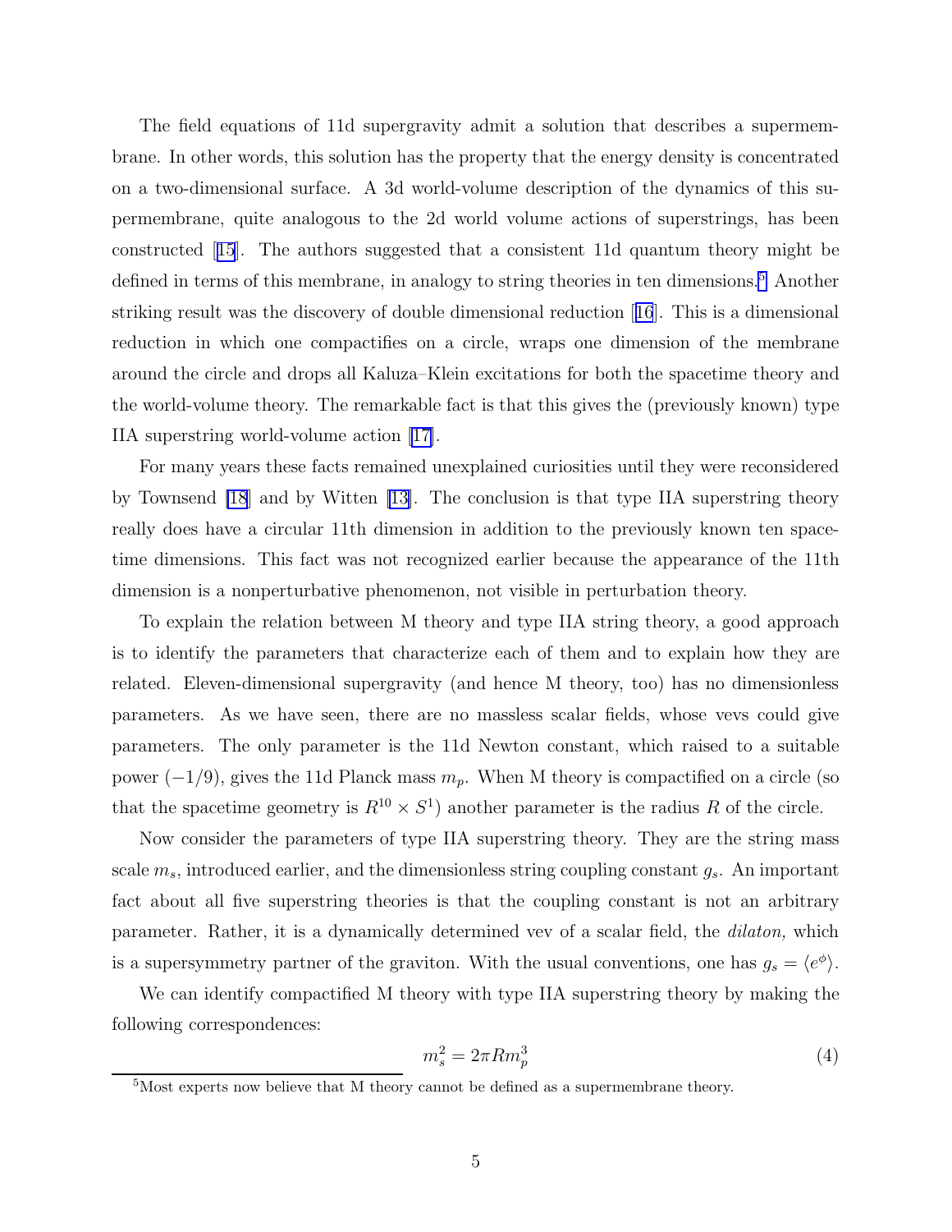The field equations of 11d supergravity admit a solution that describes a supermembrane. In other words, this solution has the property that the energy density is concentrated on a two-dimensional surface. A 3d world-volume description of the dynamics of this supermembrane, quite analogous to the 2d world volume actions of superstrings, has been constructed [15]. The authors suggested that a consistent 11d quantum theory might be defined in terms of this membrane, in analogy to string theories in ten dimensions.[5] Another striking result was the discovery of double dimensional reduction [16]. This is a dimensional reduction in which one compactifies on a circle, wraps one dimension of the membrane around the circle and drops all Kaluza–Klein excitations for both the spacetime theory and the world-volume theory. The remarkable fact is that this gives the (previously known) type IIA superstring world-volume action [17].

For many years these facts remained unexplained curiosities until they were reconsidered by Townsend [18] and by Witten [13]. The conclusion is that type IIA superstring theory really does have a circular 11th dimension in addition to the previously known ten spacetime dimensions. This fact was not recognized earlier because the appearance of the 11th dimension is a nonperturbative phenomenon, not visible in perturbation theory.

To explain the relation between M theory and type IIA string theory, a good approach is to identify the parameters that characterize each of them and to explain how they are related. Eleven-dimensional supergravity (and hence M theory, too) has no dimensionless parameters. As we have seen, there are no massless scalar fields, whose vevs could give parameters. The only parameter is the 11d Newton constant, which raised to a suitable power ($-1/9$), gives the 11d Planck mass $m_p$. When M theory is compactified on a circle (so that the spacetime geometry is $R^{10} \times S^1$) another parameter is the radius $R$ of the circle.

Now consider the parameters of type IIA superstring theory. They are the string mass scale $m_s$, introduced earlier, and the dimensionless string coupling constant $g_s$. An important fact about all five superstring theories is that the coupling constant is not an arbitrary parameter. Rather, it is a dynamically determined vev of a scalar field, the *dilaton,* which is a supersymmetry partner of the graviton. With the usual conventions, one has $g_s = \langle e^{\phi} \rangle$.

We can identify compactified M theory with type IIA superstring theory by making the following correspondences:

$$m_s^2 = 2\pi R m_p^3 \tag{4}$$

[5] Most experts now believe that M theory cannot be defined as a supermembrane theory.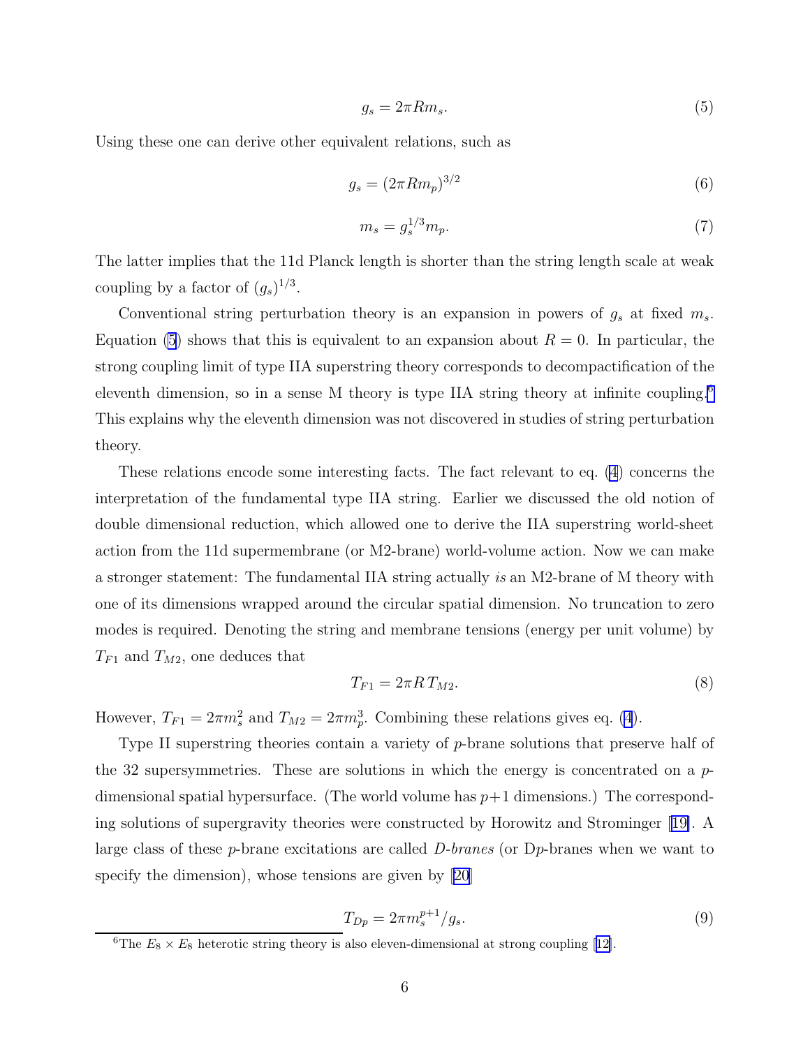$$g_s = 2\pi R m_s. \tag{5}$$

Using these one can derive other equivalent relations, such as

$$g_s = (2\pi R m_p)^{3/2} \tag{6}$$

$$m_s = g_s^{1/3} m_p. \tag{7}$$

The latter implies that the 11d Planck length is shorter than the string length scale at weak coupling by a factor of $(g_s)^{1/3}$.

Conventional string perturbation theory is an expansion in powers of $g_s$ at fixed $m_s$. Equation (5) shows that this is equivalent to an expansion about $R = 0$. In particular, the strong coupling limit of type IIA superstring theory corresponds to decompactification of the eleventh dimension, so in a sense M theory is type IIA string theory at infinite coupling.[6] This explains why the eleventh dimension was not discovered in studies of string perturbation theory.

These relations encode some interesting facts. The fact relevant to eq. (4) concerns the interpretation of the fundamental type IIA string. Earlier we discussed the old notion of double dimensional reduction, which allowed one to derive the IIA superstring world-sheet action from the 11d supermembrane (or M2-brane) world-volume action. Now we can make a stronger statement: The fundamental IIA string actually *is* an M2-brane of M theory with one of its dimensions wrapped around the circular spatial dimension. No truncation to zero modes is required. Denoting the string and membrane tensions (energy per unit volume) by $T_{F1}$ and $T_{M2}$, one deduces that

$$T_{F1} = 2\pi R\, T_{M2}. \tag{8}$$

However, $T_{F1} = 2\pi m_s^2$ and $T_{M2} = 2\pi m_p^3$. Combining these relations gives eq. (4).

Type II superstring theories contain a variety of $p$-brane solutions that preserve half of the 32 supersymmetries. These are solutions in which the energy is concentrated on a $p$-dimensional spatial hypersurface. (The world volume has $p+1$ dimensions.) The corresponding solutions of supergravity theories were constructed by Horowitz and Strominger [19]. A large class of these $p$-brane excitations are called *D-branes* (or D$p$-branes when we want to specify the dimension), whose tensions are given by [20]

$$T_{Dp} = 2\pi m_s^{p+1}/g_s. \tag{9}$$

[6] The $E_8 \times E_8$ heterotic string theory is also eleven-dimensional at strong coupling [12].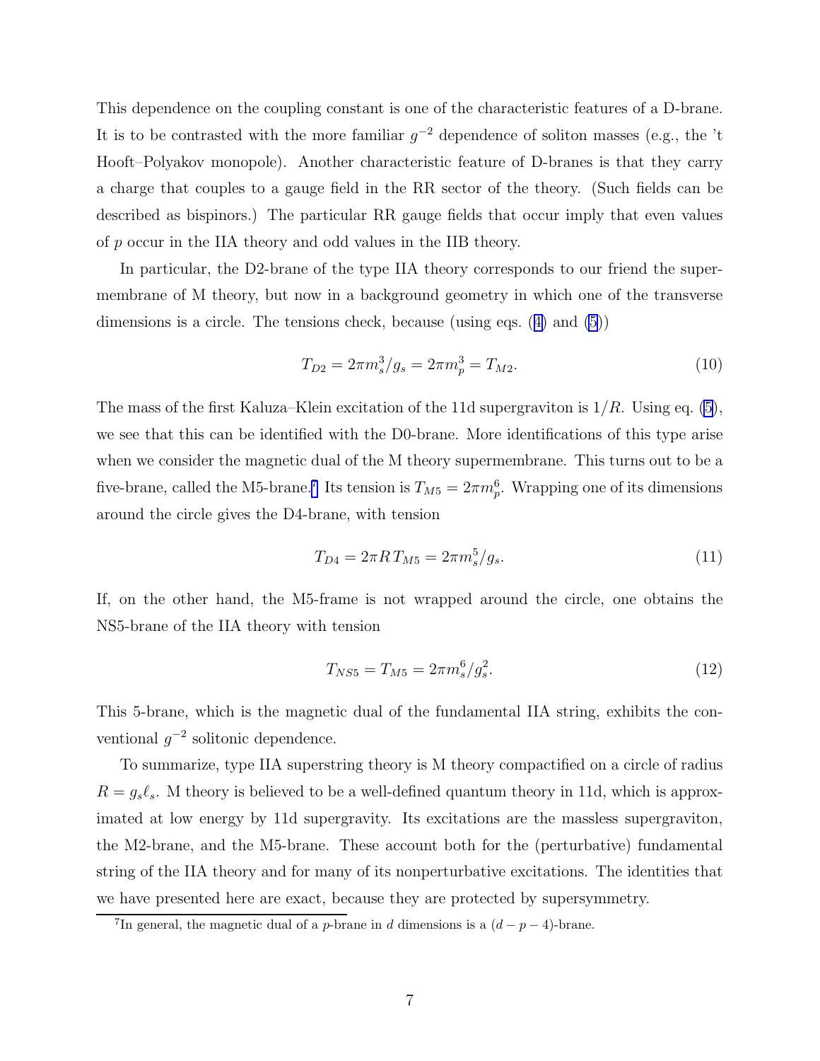This dependence on the coupling constant is one of the characteristic features of a D-brane. It is to be contrasted with the more familiar $g^{-2}$ dependence of soliton masses (e.g., the 't Hooft–Polyakov monopole). Another characteristic feature of D-branes is that they carry a charge that couples to a gauge field in the RR sector of the theory. (Such fields can be described as bispinors.) The particular RR gauge fields that occur imply that even values of $p$ occur in the IIA theory and odd values in the IIB theory.

In particular, the D2-brane of the type IIA theory corresponds to our friend the supermembrane of M theory, but now in a background geometry in which one of the transverse dimensions is a circle. The tensions check, because (using eqs. (4) and (5))

$$T_{D2} = 2\pi m_s^3/g_s = 2\pi m_p^3 = T_{M2}. \tag{10}$$

The mass of the first Kaluza–Klein excitation of the 11d supergraviton is $1/R$. Using eq. (5), we see that this can be identified with the D0-brane. More identifications of this type arise when we consider the magnetic dual of the M theory supermembrane. This turns out to be a five-brane, called the M5-brane.[7] Its tension is $T_{M5} = 2\pi m_p^6$. Wrapping one of its dimensions around the circle gives the D4-brane, with tension

$$T_{D4} = 2\pi R\, T_{M5} = 2\pi m_s^5/g_s. \tag{11}$$

If, on the other hand, the M5-frame is not wrapped around the circle, one obtains the NS5-brane of the IIA theory with tension

$$T_{NS5} = T_{M5} = 2\pi m_s^6/g_s^2. \tag{12}$$

This 5-brane, which is the magnetic dual of the fundamental IIA string, exhibits the conventional $g^{-2}$ solitonic dependence.

To summarize, type IIA superstring theory is M theory compactified on a circle of radius $R = g_s \ell_s$. M theory is believed to be a well-defined quantum theory in 11d, which is approximated at low energy by 11d supergravity. Its excitations are the massless supergraviton, the M2-brane, and the M5-brane. These account both for the (perturbative) fundamental string of the IIA theory and for many of its nonperturbative excitations. The identities that we have presented here are exact, because they are protected by supersymmetry.

[7] In general, the magnetic dual of a $p$-brane in $d$ dimensions is a $(d - p - 4)$-brane.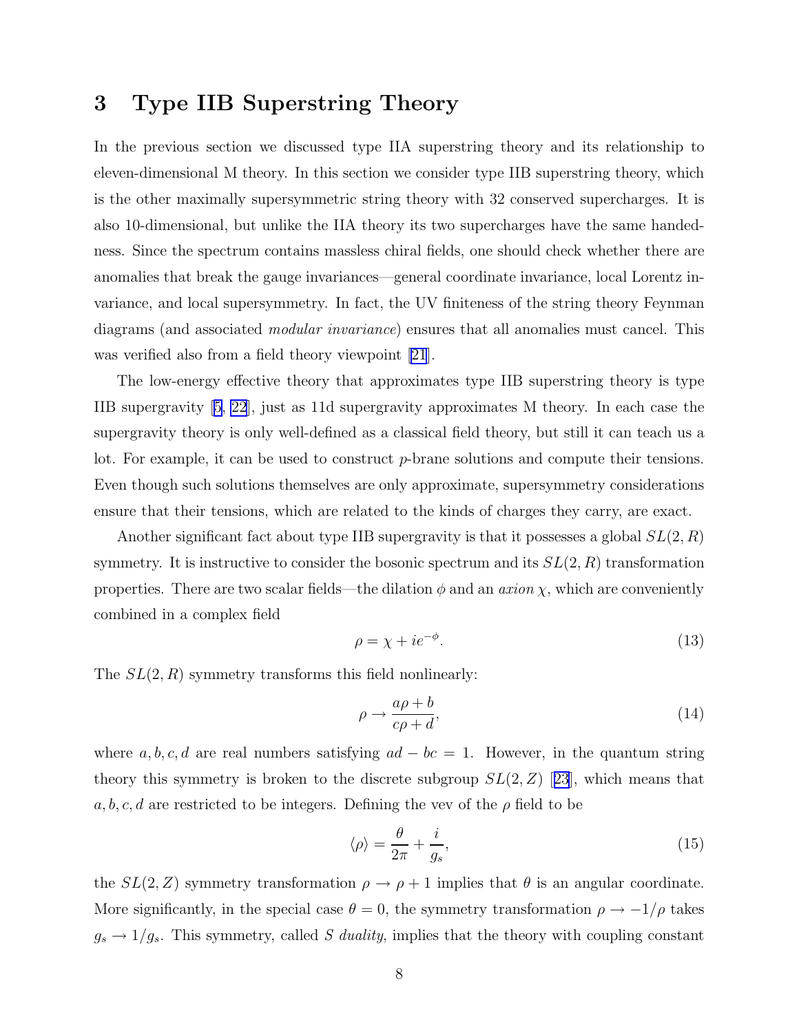# 3 Type IIB Superstring Theory

In the previous section we discussed type IIA superstring theory and its relationship to eleven-dimensional M theory. In this section we consider type IIB superstring theory, which is the other maximally supersymmetric string theory with 32 conserved supercharges. It is also 10-dimensional, but unlike the IIA theory its two supercharges have the same handedness. Since the spectrum contains massless chiral fields, one should check whether there are anomalies that break the gauge invariances—general coordinate invariance, local Lorentz invariance, and local supersymmetry. In fact, the UV finiteness of the string theory Feynman diagrams (and associated *modular invariance*) ensures that all anomalies must cancel. This was verified also from a field theory viewpoint [21].

The low-energy effective theory that approximates type IIB superstring theory is type IIB supergravity [5, 22], just as 11d supergravity approximates M theory. In each case the supergravity theory is only well-defined as a classical field theory, but still it can teach us a lot. For example, it can be used to construct $p$-brane solutions and compute their tensions. Even though such solutions themselves are only approximate, supersymmetry considerations ensure that their tensions, which are related to the kinds of charges they carry, are exact.

Another significant fact about type IIB supergravity is that it possesses a global $SL(2,R)$ symmetry. It is instructive to consider the bosonic spectrum and its $SL(2,R)$ transformation properties. There are two scalar fields—the dilation $\phi$ and an *axion* $\chi$, which are conveniently combined in a complex field

$$\rho = \chi + ie^{-\phi}. \tag{13}$$

The $SL(2,R)$ symmetry transforms this field nonlinearly:

$$\rho \to \frac{a\rho + b}{c\rho + d}, \tag{14}$$

where $a, b, c, d$ are real numbers satisfying $ad - bc = 1$. However, in the quantum string theory this symmetry is broken to the discrete subgroup $SL(2,Z)$ [23], which means that $a, b, c, d$ are restricted to be integers. Defining the vev of the $\rho$ field to be

$$\langle \rho \rangle = \frac{\theta}{2\pi} + \frac{i}{g_s}, \tag{15}$$

the $SL(2,Z)$ symmetry transformation $\rho \to \rho + 1$ implies that $\theta$ is an angular coordinate. More significantly, in the special case $\theta = 0$, the symmetry transformation $\rho \to -1/\rho$ takes $g_s \to 1/g_s$. This symmetry, called *S duality*, implies that the theory with coupling constant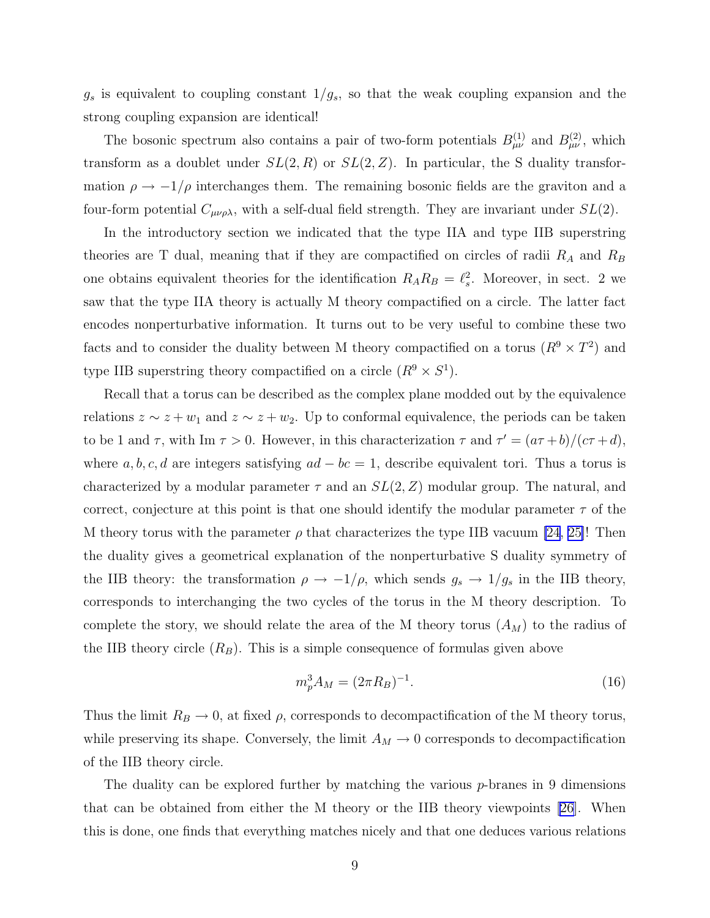$g_s$ is equivalent to coupling constant $1/g_s$, so that the weak coupling expansion and the strong coupling expansion are identical!

The bosonic spectrum also contains a pair of two-form potentials $B_{\mu\nu}^{(1)}$ and $B_{\mu\nu}^{(2)}$, which transform as a doublet under $SL(2,R)$ or $SL(2,Z)$. In particular, the S duality transformation $\rho \to -1/\rho$ interchanges them. The remaining bosonic fields are the graviton and a four-form potential $C_{\mu\nu\rho\lambda}$, with a self-dual field strength. They are invariant under $SL(2)$.

In the introductory section we indicated that the type IIA and type IIB superstring theories are T dual, meaning that if they are compactified on circles of radii $R_A$ and $R_B$ one obtains equivalent theories for the identification $R_A R_B = \ell_s^2$. Moreover, in sect. 2 we saw that the type IIA theory is actually M theory compactified on a circle. The latter fact encodes nonperturbative information. It turns out to be very useful to combine these two facts and to consider the duality between M theory compactified on a torus ($R^9 \times T^2$) and type IIB superstring theory compactified on a circle ($R^9 \times S^1$).

Recall that a torus can be described as the complex plane modded out by the equivalence relations $z \sim z + w_1$ and $z \sim z + w_2$. Up to conformal equivalence, the periods can be taken to be 1 and $\tau$, with Im $\tau > 0$. However, in this characterization $\tau$ and $\tau' = (a\tau + b)/(c\tau + d)$, where $a, b, c, d$ are integers satisfying $ad - bc = 1$, describe equivalent tori. Thus a torus is characterized by a modular parameter $\tau$ and an $SL(2,Z)$ modular group. The natural, and correct, conjecture at this point is that one should identify the modular parameter $\tau$ of the M theory torus with the parameter $\rho$ that characterizes the type IIB vacuum [24, 25]! Then the duality gives a geometrical explanation of the nonperturbative S duality symmetry of the IIB theory: the transformation $\rho \to -1/\rho$, which sends $g_s \to 1/g_s$ in the IIB theory, corresponds to interchanging the two cycles of the torus in the M theory description. To complete the story, we should relate the area of the M theory torus ($A_M$) to the radius of the IIB theory circle ($R_B$). This is a simple consequence of formulas given above

$$m_p^3 A_M = (2\pi R_B)^{-1}. \tag{16}$$

Thus the limit $R_B \to 0$, at fixed $\rho$, corresponds to decompactification of the M theory torus, while preserving its shape. Conversely, the limit $A_M \to 0$ corresponds to decompactification of the IIB theory circle.

The duality can be explored further by matching the various $p$-branes in 9 dimensions that can be obtained from either the M theory or the IIB theory viewpoints [26]. When this is done, one finds that everything matches nicely and that one deduces various relations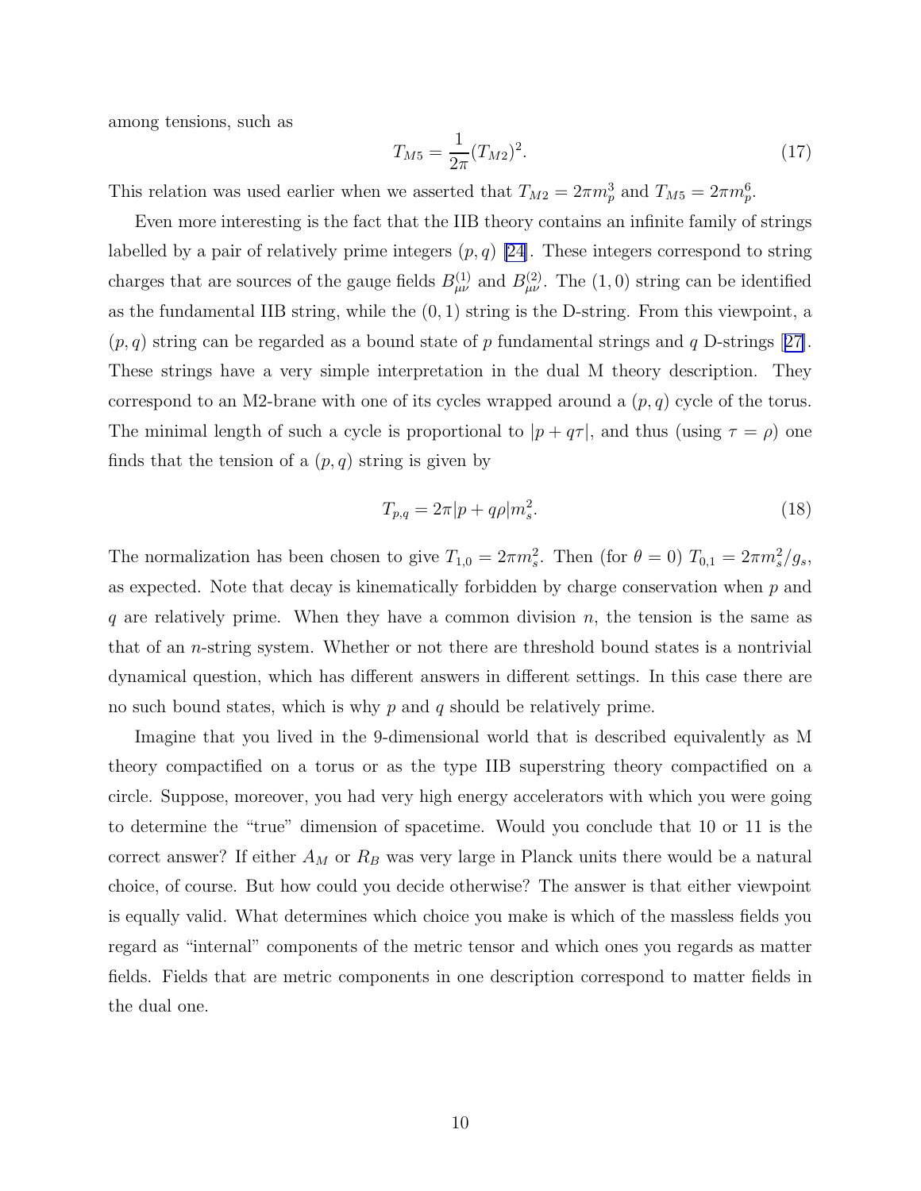among tensions, such as

$$T_{M5} = \frac{1}{2\pi}(T_{M2})^2. \tag{17}$$

This relation was used earlier when we asserted that $T_{M2} = 2\pi m_p^3$ and $T_{M5} = 2\pi m_p^6$.

Even more interesting is the fact that the IIB theory contains an infinite family of strings labelled by a pair of relatively prime integers $(p, q)$ [24]. These integers correspond to string charges that are sources of the gauge fields $B_{\mu\nu}^{(1)}$ and $B_{\mu\nu}^{(2)}$. The $(1, 0)$ string can be identified as the fundamental IIB string, while the $(0, 1)$ string is the D-string. From this viewpoint, a $(p, q)$ string can be regarded as a bound state of $p$ fundamental strings and $q$ D-strings [27]. These strings have a very simple interpretation in the dual M theory description. They correspond to an M2-brane with one of its cycles wrapped around a $(p, q)$ cycle of the torus. The minimal length of such a cycle is proportional to $|p + q\tau|$, and thus (using $\tau = \rho$) one finds that the tension of a $(p, q)$ string is given by

$$T_{p,q} = 2\pi|p + q\rho|m_s^2. \tag{18}$$

The normalization has been chosen to give $T_{1,0} = 2\pi m_s^2$. Then (for $\theta = 0$) $T_{0,1} = 2\pi m_s^2/g_s$, as expected. Note that decay is kinematically forbidden by charge conservation when $p$ and $q$ are relatively prime. When they have a common division $n$, the tension is the same as that of an $n$-string system. Whether or not there are threshold bound states is a nontrivial dynamical question, which has different answers in different settings. In this case there are no such bound states, which is why $p$ and $q$ should be relatively prime.

Imagine that you lived in the 9-dimensional world that is described equivalently as M theory compactified on a torus or as the type IIB superstring theory compactified on a circle. Suppose, moreover, you had very high energy accelerators with which you were going to determine the "true" dimension of spacetime. Would you conclude that 10 or 11 is the correct answer? If either $A_M$ or $R_B$ was very large in Planck units there would be a natural choice, of course. But how could you decide otherwise? The answer is that either viewpoint is equally valid. What determines which choice you make is which of the massless fields you regard as "internal" components of the metric tensor and which ones you regards as matter fields. Fields that are metric components in one description correspond to matter fields in the dual one.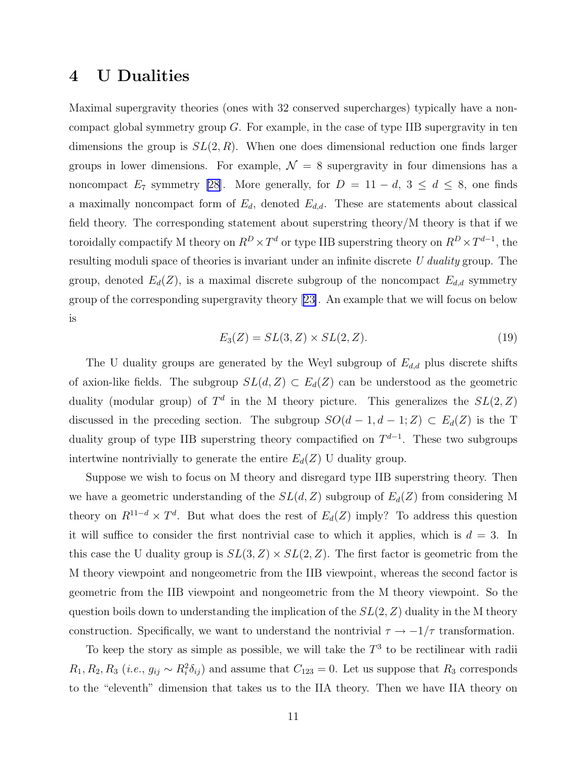# 4 U Dualities

Maximal supergravity theories (ones with 32 conserved supercharges) typically have a noncompact global symmetry group $G$. For example, in the case of type IIB supergravity in ten dimensions the group is $SL(2,R)$. When one does dimensional reduction one finds larger groups in lower dimensions. For example, $\mathcal{N}=8$ supergravity in four dimensions has a noncompact $E_7$ symmetry [28]. More generally, for $D = 11-d$, $3 \leq d \leq 8$, one finds a maximally noncompact form of $E_d$, denoted $E_{d,d}$. These are statements about classical field theory. The corresponding statement about superstring theory/M theory is that if we toroidally compactify M theory on $R^D \times T^d$ or type IIB superstring theory on $R^D \times T^{d-1}$, the resulting moduli space of theories is invariant under an infinite discrete *U duality* group. The group, denoted $E_d(Z)$, is a maximal discrete subgroup of the noncompact $E_{d,d}$ symmetry group of the corresponding supergravity theory [23]. An example that we will focus on below is

$$E_3(Z) = SL(3,Z) \times SL(2,Z). \tag{19}$$

The U duality groups are generated by the Weyl subgroup of $E_{d,d}$ plus discrete shifts of axion-like fields. The subgroup $SL(d,Z) \subset E_d(Z)$ can be understood as the geometric duality (modular group) of $T^d$ in the M theory picture. This generalizes the $SL(2,Z)$ discussed in the preceding section. The subgroup $SO(d-1,d-1;Z) \subset E_d(Z)$ is the T duality group of type IIB superstring theory compactified on $T^{d-1}$. These two subgroups intertwine nontrivially to generate the entire $E_d(Z)$ U duality group.

Suppose we wish to focus on M theory and disregard type IIB superstring theory. Then we have a geometric understanding of the $SL(d,Z)$ subgroup of $E_d(Z)$ from considering M theory on $R^{11-d} \times T^d$. But what does the rest of $E_d(Z)$ imply? To address this question it will suffice to consider the first nontrivial case to which it applies, which is $d=3$. In this case the U duality group is $SL(3,Z) \times SL(2,Z)$. The first factor is geometric from the M theory viewpoint and nongeometric from the IIB viewpoint, whereas the second factor is geometric from the IIB viewpoint and nongeometric from the M theory viewpoint. So the question boils down to understanding the implication of the $SL(2,Z)$ duality in the M theory construction. Specifically, we want to understand the nontrivial $\tau \to -1/\tau$ transformation.

To keep the story as simple as possible, we will take the $T^3$ to be rectilinear with radii $R_1, R_2, R_3$ (*i.e.*, $g_{ij} \sim R_i^2 \delta_{ij}$) and assume that $C_{123} = 0$. Let us suppose that $R_3$ corresponds to the "eleventh" dimension that takes us to the IIA theory. Then we have IIA theory on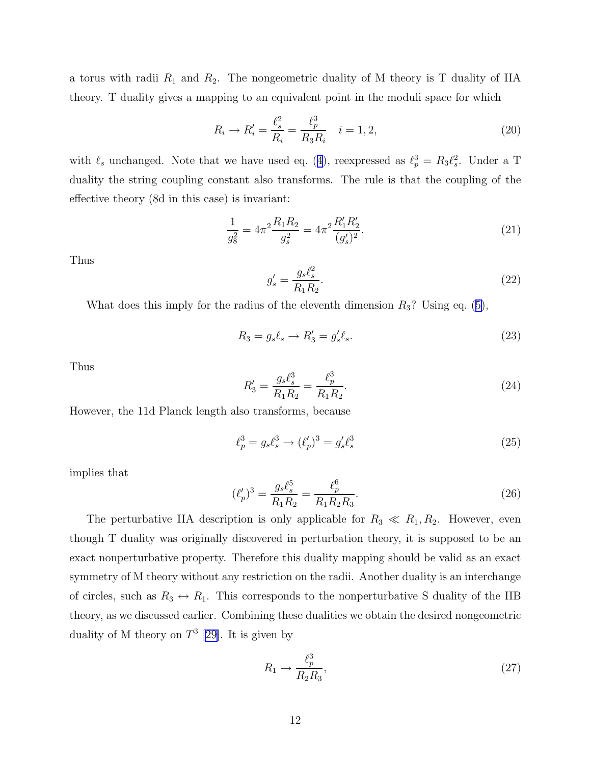a torus with radii $R_1$ and $R_2$. The nongeometric duality of M theory is T duality of IIA theory. T duality gives a mapping to an equivalent point in the moduli space for which

$$R_i \to R_i' = \frac{\ell_s^2}{R_i} = \frac{\ell_p^3}{R_3 R_i} \quad i = 1, 2, \tag{20}$$

with $\ell_s$ unchanged. Note that we have used eq. (4), reexpressed as $\ell_p^3 = R_3 \ell_s^2$. Under a T duality the string coupling constant also transforms. The rule is that the coupling of the effective theory (8d in this case) is invariant:

$$\frac{1}{g_8^2} = 4\pi^2 \frac{R_1 R_2}{g_s^2} = 4\pi^2 \frac{R_1' R_2'}{(g_s')^2}. \tag{21}$$

Thus

$$g_s' = \frac{g_s \ell_s^2}{R_1 R_2}. \tag{22}$$

What does this imply for the radius of the eleventh dimension $R_3$? Using eq. (5),

$$R_3 = g_s \ell_s \to R_3' = g_s' \ell_s. \tag{23}$$

Thus

$$R_3' = \frac{g_s \ell_s^3}{R_1 R_2} = \frac{\ell_p^3}{R_1 R_2}. \tag{24}$$

However, the 11d Planck length also transforms, because

$$\ell_p^3 = g_s \ell_s^3 \to (\ell_p')^3 = g_s' \ell_s^3 \tag{25}$$

implies that

$$(\ell_p')^3 = \frac{g_s \ell_s^5}{R_1 R_2} = \frac{\ell_p^6}{R_1 R_2 R_3}. \tag{26}$$

The perturbative IIA description is only applicable for $R_3 \ll R_1, R_2$. However, even though T duality was originally discovered in perturbation theory, it is supposed to be an exact nonperturbative property. Therefore this duality mapping should be valid as an exact symmetry of M theory without any restriction on the radii. Another duality is an interchange of circles, such as $R_3 \leftrightarrow R_1$. This corresponds to the nonperturbative S duality of the IIB theory, as we discussed earlier. Combining these dualities we obtain the desired nongeometric duality of M theory on $T^3$ [29]. It is given by

$$R_1 \to \frac{\ell_p^3}{R_2 R_3}, \tag{27}$$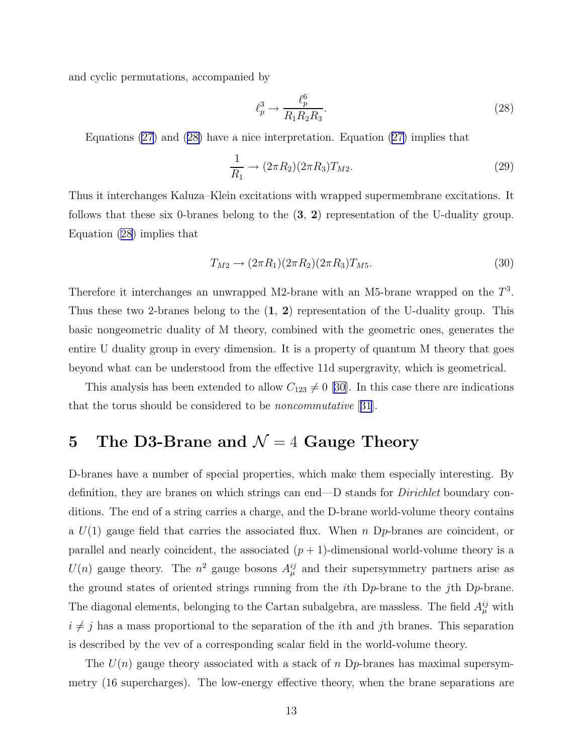and cyclic permutations, accompanied by

$$\ell_p^3 \to \frac{\ell_p^6}{R_1 R_2 R_3}. \tag{28}$$

Equations (27) and (28) have a nice interpretation. Equation (27) implies that

$$\frac{1}{R_1} \to (2\pi R_2)(2\pi R_3) T_{M2}. \tag{29}$$

Thus it interchanges Kaluza–Klein excitations with wrapped supermembrane excitations. It follows that these six 0-branes belong to the (**3**, **2**) representation of the U-duality group. Equation (28) implies that

$$T_{M2} \to (2\pi R_1)(2\pi R_2)(2\pi R_3) T_{M5}. \tag{30}$$

Therefore it interchanges an unwrapped M2-brane with an M5-brane wrapped on the $T^3$. Thus these two 2-branes belong to the (**1**, **2**) representation of the U-duality group. This basic nongeometric duality of M theory, combined with the geometric ones, generates the entire U duality group in every dimension. It is a property of quantum M theory that goes beyond what can be understood from the effective 11d supergravity, which is geometrical.

This analysis has been extended to allow $C_{123} \neq 0$ [30]. In this case there are indications that the torus should be considered to be *noncommutative* [31].

# 5 The D3-Brane and $\mathcal{N} = 4$ Gauge Theory

D-branes have a number of special properties, which make them especially interesting. By definition, they are branes on which strings can end—D stands for *Dirichlet* boundary conditions. The end of a string carries a charge, and the D-brane world-volume theory contains a $U(1)$ gauge field that carries the associated flux. When $n$ D$p$-branes are coincident, or parallel and nearly coincident, the associated $(p+1)$-dimensional world-volume theory is a $U(n)$ gauge theory. The $n^2$ gauge bosons $A_\mu^{ij}$ and their supersymmetry partners arise as the ground states of oriented strings running from the $i$th D$p$-brane to the $j$th D$p$-brane. The diagonal elements, belonging to the Cartan subalgebra, are massless. The field $A_\mu^{ij}$ with $i \neq j$ has a mass proportional to the separation of the $i$th and $j$th branes. This separation is described by the vev of a corresponding scalar field in the world-volume theory.

The $U(n)$ gauge theory associated with a stack of $n$ D$p$-branes has maximal supersymmetry (16 supercharges). The low-energy effective theory, when the brane separations are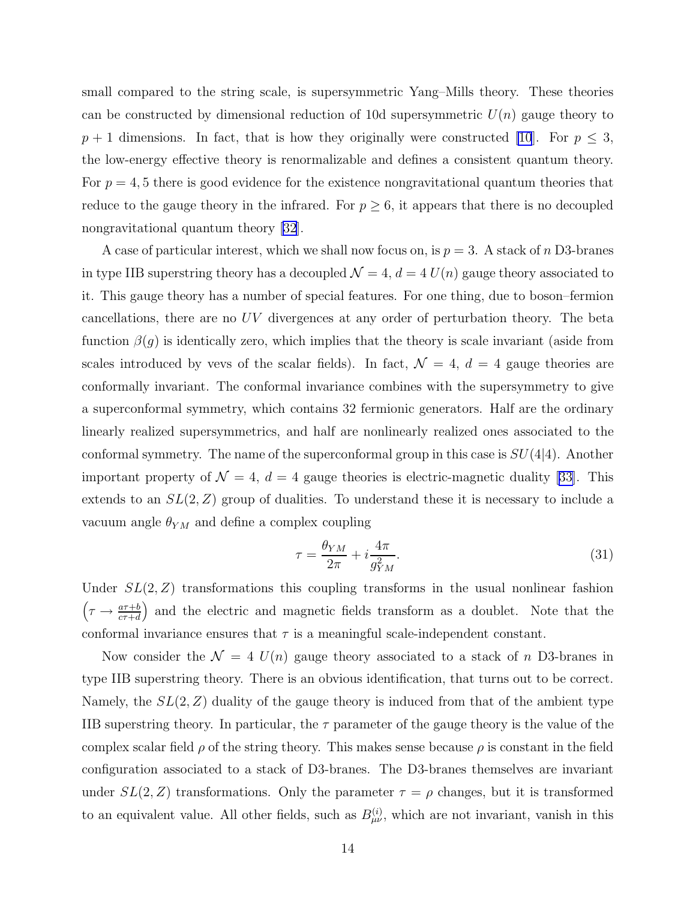small compared to the string scale, is supersymmetric Yang–Mills theory. These theories can be constructed by dimensional reduction of 10d supersymmetric $U(n)$ gauge theory to $p+1$ dimensions. In fact, that is how they originally were constructed [10]. For $p \leq 3$, the low-energy effective theory is renormalizable and defines a consistent quantum theory. For $p = 4, 5$ there is good evidence for the existence nongravitational quantum theories that reduce to the gauge theory in the infrared. For $p \geq 6$, it appears that there is no decoupled nongravitational quantum theory [32].

A case of particular interest, which we shall now focus on, is $p = 3$. A stack of $n$ D3-branes in type IIB superstring theory has a decoupled $\mathcal{N} = 4$, $d = 4$ $U(n)$ gauge theory associated to it. This gauge theory has a number of special features. For one thing, due to boson–fermion cancellations, there are no $UV$ divergences at any order of perturbation theory. The beta function $\beta(g)$ is identically zero, which implies that the theory is scale invariant (aside from scales introduced by vevs of the scalar fields). In fact, $\mathcal{N} = 4$, $d = 4$ gauge theories are conformally invariant. The conformal invariance combines with the supersymmetry to give a superconformal symmetry, which contains 32 fermionic generators. Half are the ordinary linearly realized supersymmetrics, and half are nonlinearly realized ones associated to the conformal symmetry. The name of the superconformal group in this case is $SU(4|4)$. Another important property of $\mathcal{N} = 4$, $d = 4$ gauge theories is electric-magnetic duality [33]. This extends to an $SL(2, Z)$ group of dualities. To understand these it is necessary to include a vacuum angle $\theta_{YM}$ and define a complex coupling

$$\tau = \frac{\theta_{YM}}{2\pi} + i\frac{4\pi}{g_{YM}^2}. \tag{31}$$

Under $SL(2, Z)$ transformations this coupling transforms in the usual nonlinear fashion $\left(\tau \to \frac{a\tau+b}{c\tau+d}\right)$ and the electric and magnetic fields transform as a doublet. Note that the conformal invariance ensures that $\tau$ is a meaningful scale-independent constant.

Now consider the $\mathcal{N} = 4$ $U(n)$ gauge theory associated to a stack of $n$ D3-branes in type IIB superstring theory. There is an obvious identification, that turns out to be correct. Namely, the $SL(2, Z)$ duality of the gauge theory is induced from that of the ambient type IIB superstring theory. In particular, the $\tau$ parameter of the gauge theory is the value of the complex scalar field $\rho$ of the string theory. This makes sense because $\rho$ is constant in the field configuration associated to a stack of D3-branes. The D3-branes themselves are invariant under $SL(2, Z)$ transformations. Only the parameter $\tau = \rho$ changes, but it is transformed to an equivalent value. All other fields, such as $B_{\mu\nu}^{(i)}$, which are not invariant, vanish in this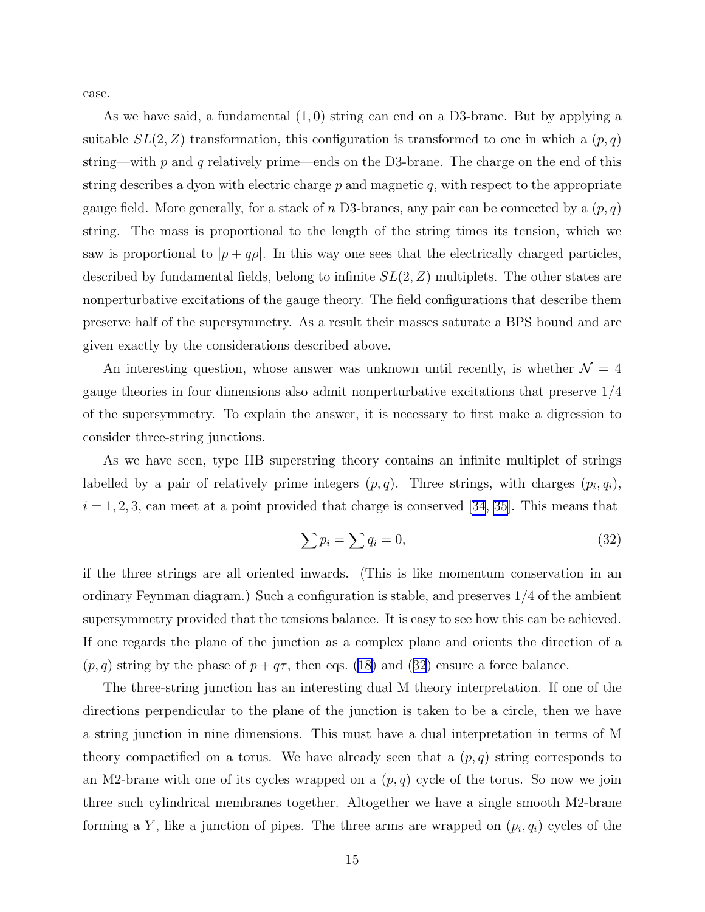case.

As we have said, a fundamental $(1, 0)$ string can end on a D3-brane. But by applying a suitable $SL(2, Z)$ transformation, this configuration is transformed to one in which a $(p, q)$ string—with $p$ and $q$ relatively prime—ends on the D3-brane. The charge on the end of this string describes a dyon with electric charge $p$ and magnetic $q$, with respect to the appropriate gauge field. More generally, for a stack of $n$ D3-branes, any pair can be connected by a $(p, q)$ string. The mass is proportional to the length of the string times its tension, which we saw is proportional to $|p + q\rho|$. In this way one sees that the electrically charged particles, described by fundamental fields, belong to infinite $SL(2, Z)$ multiplets. The other states are nonperturbative excitations of the gauge theory. The field configurations that describe them preserve half of the supersymmetry. As a result their masses saturate a BPS bound and are given exactly by the considerations described above.

An interesting question, whose answer was unknown until recently, is whether $\mathcal{N} = 4$ gauge theories in four dimensions also admit nonperturbative excitations that preserve $1/4$ of the supersymmetry. To explain the answer, it is necessary to first make a digression to consider three-string junctions.

As we have seen, type IIB superstring theory contains an infinite multiplet of strings labelled by a pair of relatively prime integers $(p, q)$. Three strings, with charges $(p_i, q_i)$, $i = 1, 2, 3$, can meet at a point provided that charge is conserved [34, 35]. This means that

$$\sum p_i = \sum q_i = 0, \tag{32}$$

if the three strings are all oriented inwards. (This is like momentum conservation in an ordinary Feynman diagram.) Such a configuration is stable, and preserves $1/4$ of the ambient supersymmetry provided that the tensions balance. It is easy to see how this can be achieved. If one regards the plane of the junction as a complex plane and orients the direction of a $(p, q)$ string by the phase of $p + q\tau$, then eqs. (18) and (32) ensure a force balance.

The three-string junction has an interesting dual M theory interpretation. If one of the directions perpendicular to the plane of the junction is taken to be a circle, then we have a string junction in nine dimensions. This must have a dual interpretation in terms of M theory compactified on a torus. We have already seen that a $(p, q)$ string corresponds to an M2-brane with one of its cycles wrapped on a $(p, q)$ cycle of the torus. So now we join three such cylindrical membranes together. Altogether we have a single smooth M2-brane forming a $Y$, like a junction of pipes. The three arms are wrapped on $(p_i, q_i)$ cycles of the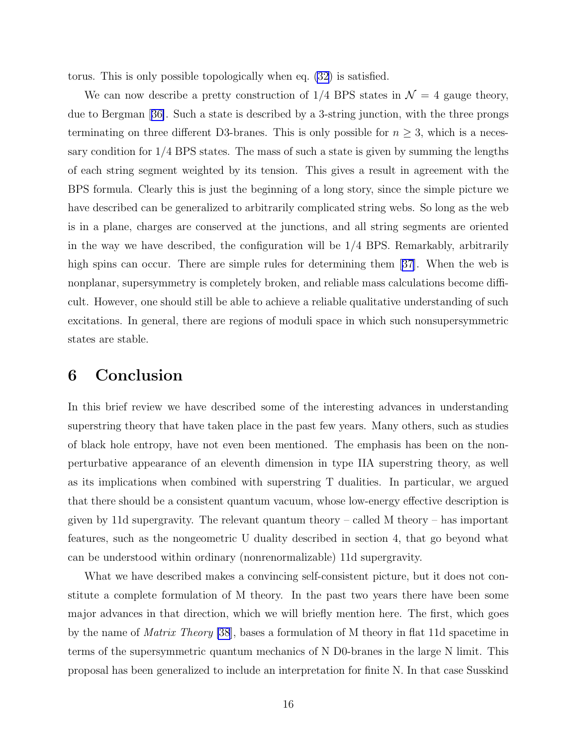torus. This is only possible topologically when eq. (32) is satisfied.

We can now describe a pretty construction of 1/4 BPS states in $\mathcal{N} = 4$ gauge theory, due to Bergman [36]. Such a state is described by a 3-string junction, with the three prongs terminating on three different D3-branes. This is only possible for $n \geq 3$, which is a necessary condition for 1/4 BPS states. The mass of such a state is given by summing the lengths of each string segment weighted by its tension. This gives a result in agreement with the BPS formula. Clearly this is just the beginning of a long story, since the simple picture we have described can be generalized to arbitrarily complicated string webs. So long as the web is in a plane, charges are conserved at the junctions, and all string segments are oriented in the way we have described, the configuration will be 1/4 BPS. Remarkably, arbitrarily high spins can occur. There are simple rules for determining them [37]. When the web is nonplanar, supersymmetry is completely broken, and reliable mass calculations become difficult. However, one should still be able to achieve a reliable qualitative understanding of such excitations. In general, there are regions of moduli space in which such nonsupersymmetric states are stable.

# 6 Conclusion

In this brief review we have described some of the interesting advances in understanding superstring theory that have taken place in the past few years. Many others, such as studies of black hole entropy, have not even been mentioned. The emphasis has been on the nonperturbative appearance of an eleventh dimension in type IIA superstring theory, as well as its implications when combined with superstring T dualities. In particular, we argued that there should be a consistent quantum vacuum, whose low-energy effective description is given by 11d supergravity. The relevant quantum theory – called M theory – has important features, such as the nongeometric U duality described in section 4, that go beyond what can be understood within ordinary (nonrenormalizable) 11d supergravity.

What we have described makes a convincing self-consistent picture, but it does not constitute a complete formulation of M theory. In the past two years there have been some major advances in that direction, which we will briefly mention here. The first, which goes by the name of *Matrix Theory* [38], bases a formulation of M theory in flat 11d spacetime in terms of the supersymmetric quantum mechanics of N D0-branes in the large N limit. This proposal has been generalized to include an interpretation for finite N. In that case Susskind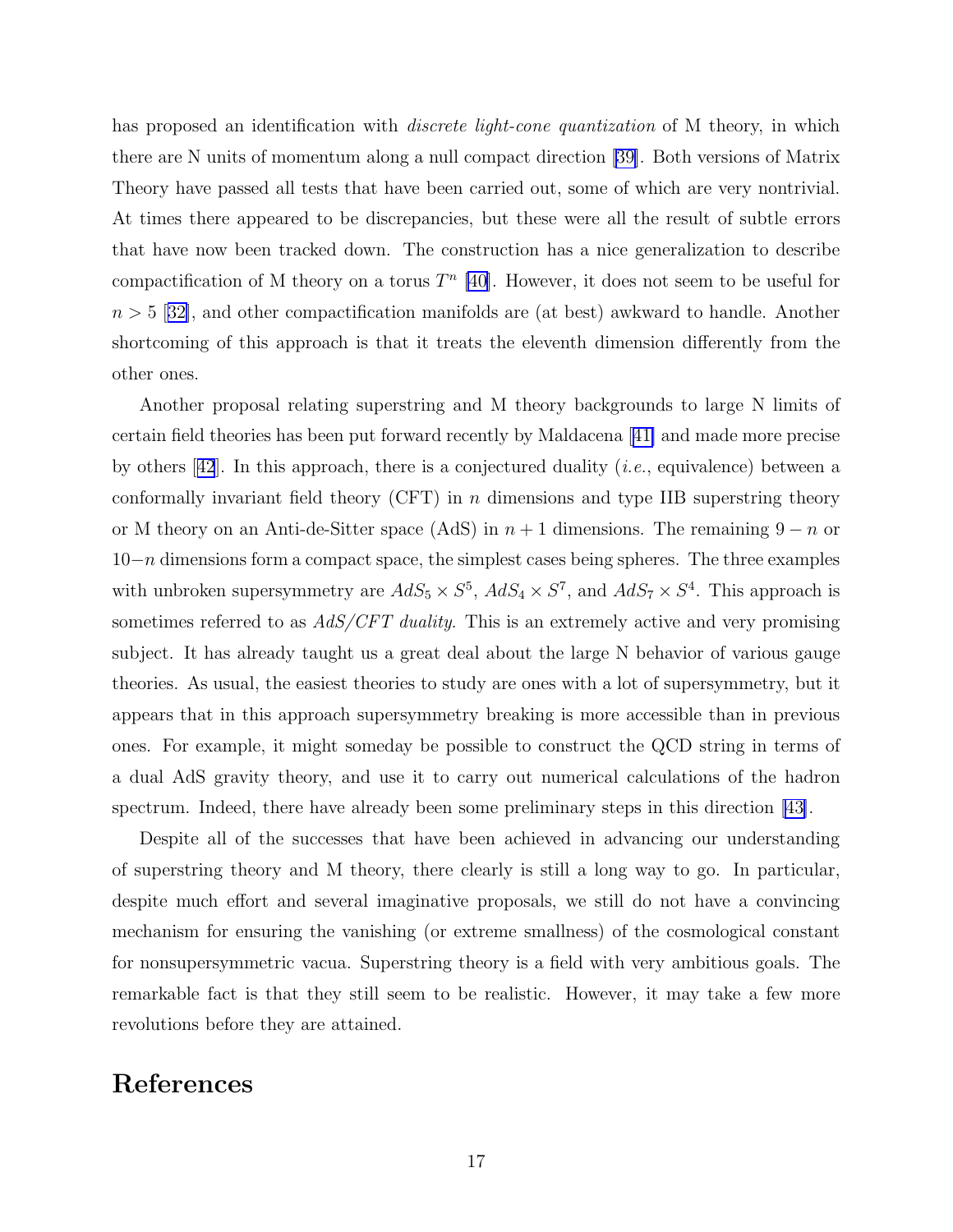has proposed an identification with *discrete light-cone quantization* of M theory, in which there are N units of momentum along a null compact direction [39]. Both versions of Matrix Theory have passed all tests that have been carried out, some of which are very nontrivial. At times there appeared to be discrepancies, but these were all the result of subtle errors that have now been tracked down. The construction has a nice generalization to describe compactification of M theory on a torus $T^n$ [40]. However, it does not seem to be useful for $n > 5$ [32], and other compactification manifolds are (at best) awkward to handle. Another shortcoming of this approach is that it treats the eleventh dimension differently from the other ones.

Another proposal relating superstring and M theory backgrounds to large N limits of certain field theories has been put forward recently by Maldacena [41] and made more precise by others [42]. In this approach, there is a conjectured duality (*i.e.*, equivalence) between a conformally invariant field theory (CFT) in $n$ dimensions and type IIB superstring theory or M theory on an Anti-de-Sitter space (AdS) in $n+1$ dimensions. The remaining $9-n$ or $10-n$ dimensions form a compact space, the simplest cases being spheres. The three examples with unbroken supersymmetry are $AdS_5 \times S^5$, $AdS_4 \times S^7$, and $AdS_7 \times S^4$. This approach is sometimes referred to as *AdS/CFT duality*. This is an extremely active and very promising subject. It has already taught us a great deal about the large N behavior of various gauge theories. As usual, the easiest theories to study are ones with a lot of supersymmetry, but it appears that in this approach supersymmetry breaking is more accessible than in previous ones. For example, it might someday be possible to construct the QCD string in terms of a dual AdS gravity theory, and use it to carry out numerical calculations of the hadron spectrum. Indeed, there have already been some preliminary steps in this direction [43].

Despite all of the successes that have been achieved in advancing our understanding of superstring theory and M theory, there clearly is still a long way to go. In particular, despite much effort and several imaginative proposals, we still do not have a convincing mechanism for ensuring the vanishing (or extreme smallness) of the cosmological constant for nonsupersymmetric vacua. Superstring theory is a field with very ambitious goals. The remarkable fact is that they still seem to be realistic. However, it may take a few more revolutions before they are attained.

# References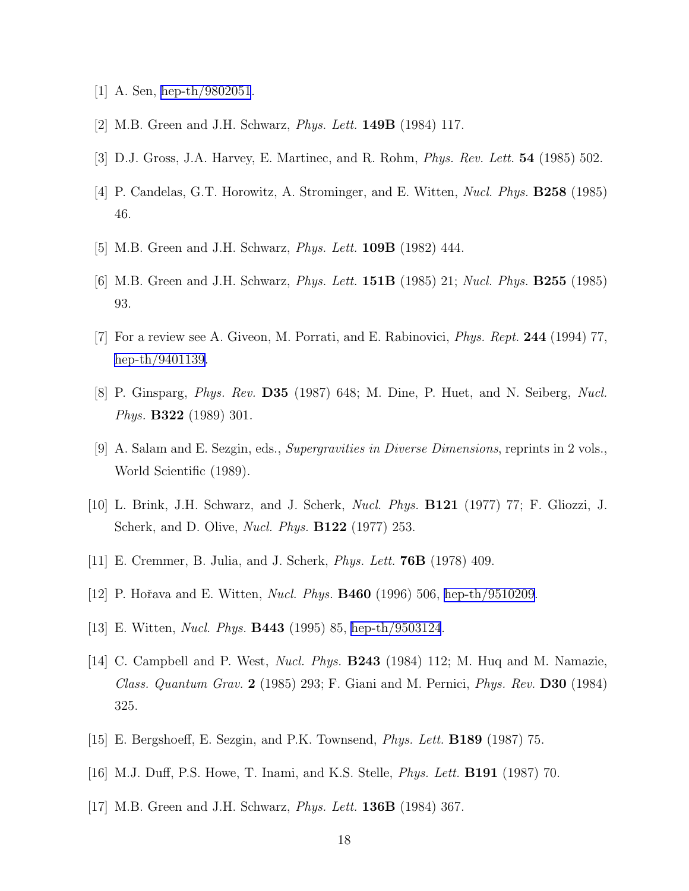[1] A. Sen, hep-th/9802051.

[2] M.B. Green and J.H. Schwarz, *Phys. Lett.* **149B** (1984) 117.

[3] D.J. Gross, J.A. Harvey, E. Martinec, and R. Rohm, *Phys. Rev. Lett.* **54** (1985) 502.

[4] P. Candelas, G.T. Horowitz, A. Strominger, and E. Witten, *Nucl. Phys.* **B258** (1985) 46.

[5] M.B. Green and J.H. Schwarz, *Phys. Lett.* **109B** (1982) 444.

[6] M.B. Green and J.H. Schwarz, *Phys. Lett.* **151B** (1985) 21; *Nucl. Phys.* **B255** (1985) 93.

[7] For a review see A. Giveon, M. Porrati, and E. Rabinovici, *Phys. Rept.* **244** (1994) 77, hep-th/9401139.

[8] P. Ginsparg, *Phys. Rev.* **D35** (1987) 648; M. Dine, P. Huet, and N. Seiberg, *Nucl. Phys.* **B322** (1989) 301.

[9] A. Salam and E. Sezgin, eds., *Supergravities in Diverse Dimensions*, reprints in 2 vols., World Scientific (1989).

[10] L. Brink, J.H. Schwarz, and J. Scherk, *Nucl. Phys.* **B121** (1977) 77; F. Gliozzi, J. Scherk, and D. Olive, *Nucl. Phys.* **B122** (1977) 253.

[11] E. Cremmer, B. Julia, and J. Scherk, *Phys. Lett.* **76B** (1978) 409.

[12] P. Hořava and E. Witten, *Nucl. Phys.* **B460** (1996) 506, hep-th/9510209.

[13] E. Witten, *Nucl. Phys.* **B443** (1995) 85, hep-th/9503124.

[14] C. Campbell and P. West, *Nucl. Phys.* **B243** (1984) 112; M. Huq and M. Namazie, *Class. Quantum Grav.* **2** (1985) 293; F. Giani and M. Pernici, *Phys. Rev.* **D30** (1984) 325.

[15] E. Bergshoeff, E. Sezgin, and P.K. Townsend, *Phys. Lett.* **B189** (1987) 75.

[16] M.J. Duff, P.S. Howe, T. Inami, and K.S. Stelle, *Phys. Lett.* **B191** (1987) 70.

[17] M.B. Green and J.H. Schwarz, *Phys. Lett.* **136B** (1984) 367.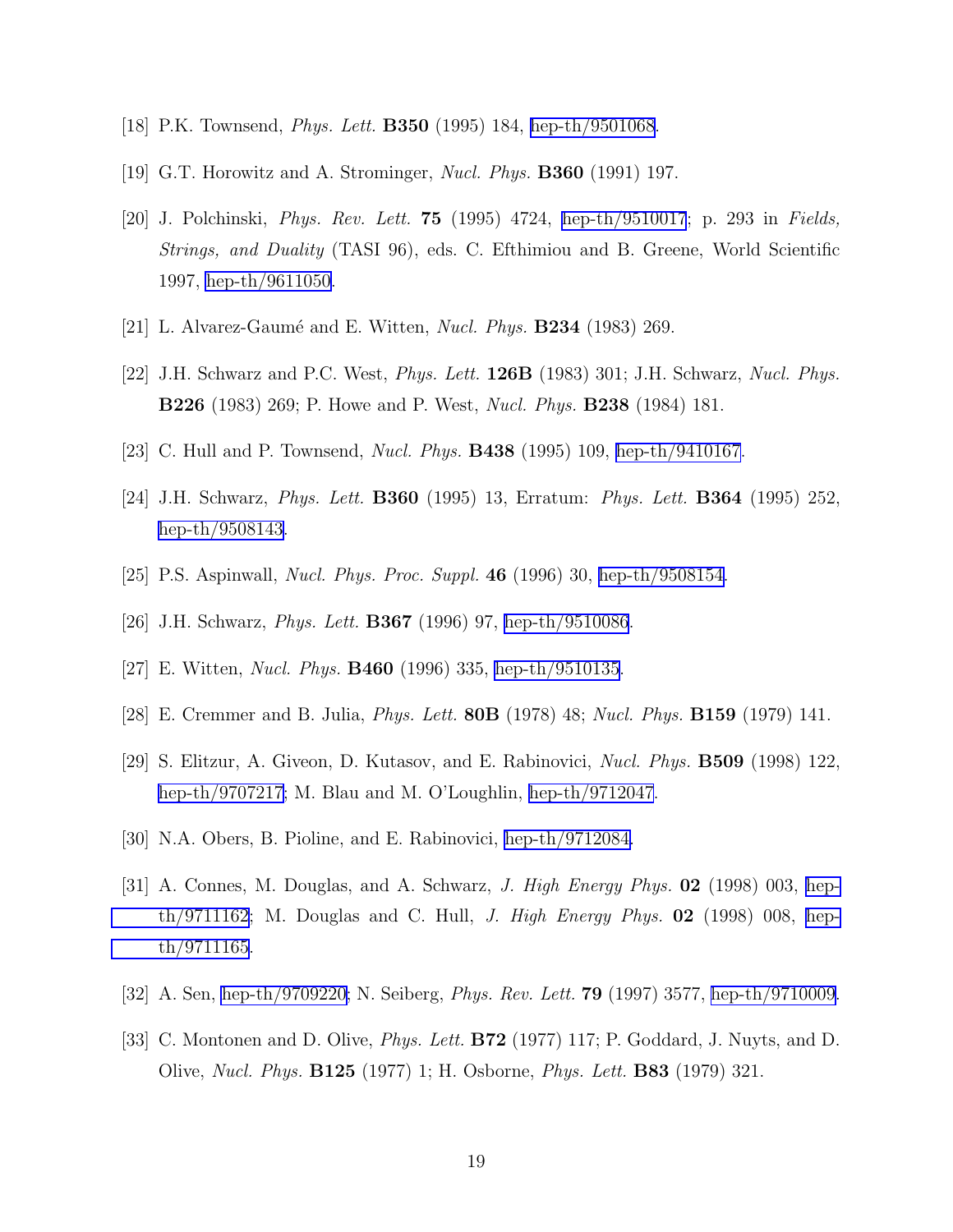[18] P.K. Townsend, *Phys. Lett.* **B350** (1995) 184, hep-th/9501068.

[19] G.T. Horowitz and A. Strominger, *Nucl. Phys.* **B360** (1991) 197.

[20] J. Polchinski, *Phys. Rev. Lett.* **75** (1995) 4724, hep-th/9510017; p. 293 in *Fields, Strings, and Duality* (TASI 96), eds. C. Efthimiou and B. Greene, World Scientific 1997, hep-th/9611050.

[21] L. Alvarez-Gaumé and E. Witten, *Nucl. Phys.* **B234** (1983) 269.

[22] J.H. Schwarz and P.C. West, *Phys. Lett.* **126B** (1983) 301; J.H. Schwarz, *Nucl. Phys.* **B226** (1983) 269; P. Howe and P. West, *Nucl. Phys.* **B238** (1984) 181.

[23] C. Hull and P. Townsend, *Nucl. Phys.* **B438** (1995) 109, hep-th/9410167.

[24] J.H. Schwarz, *Phys. Lett.* **B360** (1995) 13, Erratum: *Phys. Lett.* **B364** (1995) 252, hep-th/9508143.

[25] P.S. Aspinwall, *Nucl. Phys. Proc. Suppl.* **46** (1996) 30, hep-th/9508154.

[26] J.H. Schwarz, *Phys. Lett.* **B367** (1996) 97, hep-th/9510086.

[27] E. Witten, *Nucl. Phys.* **B460** (1996) 335, hep-th/9510135.

[28] E. Cremmer and B. Julia, *Phys. Lett.* **80B** (1978) 48; *Nucl. Phys.* **B159** (1979) 141.

[29] S. Elitzur, A. Giveon, D. Kutasov, and E. Rabinovici, *Nucl. Phys.* **B509** (1998) 122, hep-th/9707217; M. Blau and M. O'Loughlin, hep-th/9712047.

[30] N.A. Obers, B. Pioline, and E. Rabinovici, hep-th/9712084.

[31] A. Connes, M. Douglas, and A. Schwarz, *J. High Energy Phys.* **02** (1998) 003, hep-th/9711162; M. Douglas and C. Hull, *J. High Energy Phys.* **02** (1998) 008, hep-th/9711165.

[32] A. Sen, hep-th/9709220; N. Seiberg, *Phys. Rev. Lett.* **79** (1997) 3577, hep-th/9710009.

[33] C. Montonen and D. Olive, *Phys. Lett.* **B72** (1977) 117; P. Goddard, J. Nuyts, and D. Olive, *Nucl. Phys.* **B125** (1977) 1; H. Osborne, *Phys. Lett.* **B83** (1979) 321.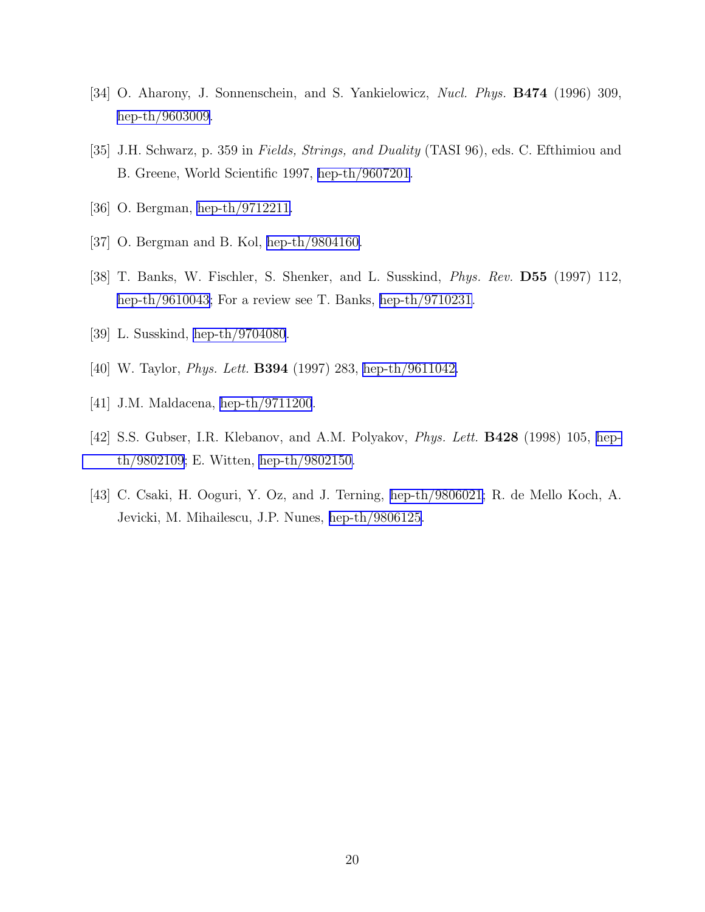[34] O. Aharony, J. Sonnenschein, and S. Yankielowicz, *Nucl. Phys.* **B474** (1996) 309, hep-th/9603009.

[35] J.H. Schwarz, p. 359 in *Fields, Strings, and Duality* (TASI 96), eds. C. Efthimiou and B. Greene, World Scientific 1997, hep-th/9607201.

[36] O. Bergman, hep-th/9712211.

[37] O. Bergman and B. Kol, hep-th/9804160.

[38] T. Banks, W. Fischler, S. Shenker, and L. Susskind, *Phys. Rev.* **D55** (1997) 112, hep-th/9610043; For a review see T. Banks, hep-th/9710231.

[39] L. Susskind, hep-th/9704080.

[40] W. Taylor, *Phys. Lett.* **B394** (1997) 283, hep-th/9611042.

[41] J.M. Maldacena, hep-th/9711200.

[42] S.S. Gubser, I.R. Klebanov, and A.M. Polyakov, *Phys. Lett.* **B428** (1998) 105, hep-th/9802109; E. Witten, hep-th/9802150.

[43] C. Csaki, H. Ooguri, Y. Oz, and J. Terning, hep-th/9806021; R. de Mello Koch, A. Jevicki, M. Mihailescu, J.P. Nunes, hep-th/9806125.